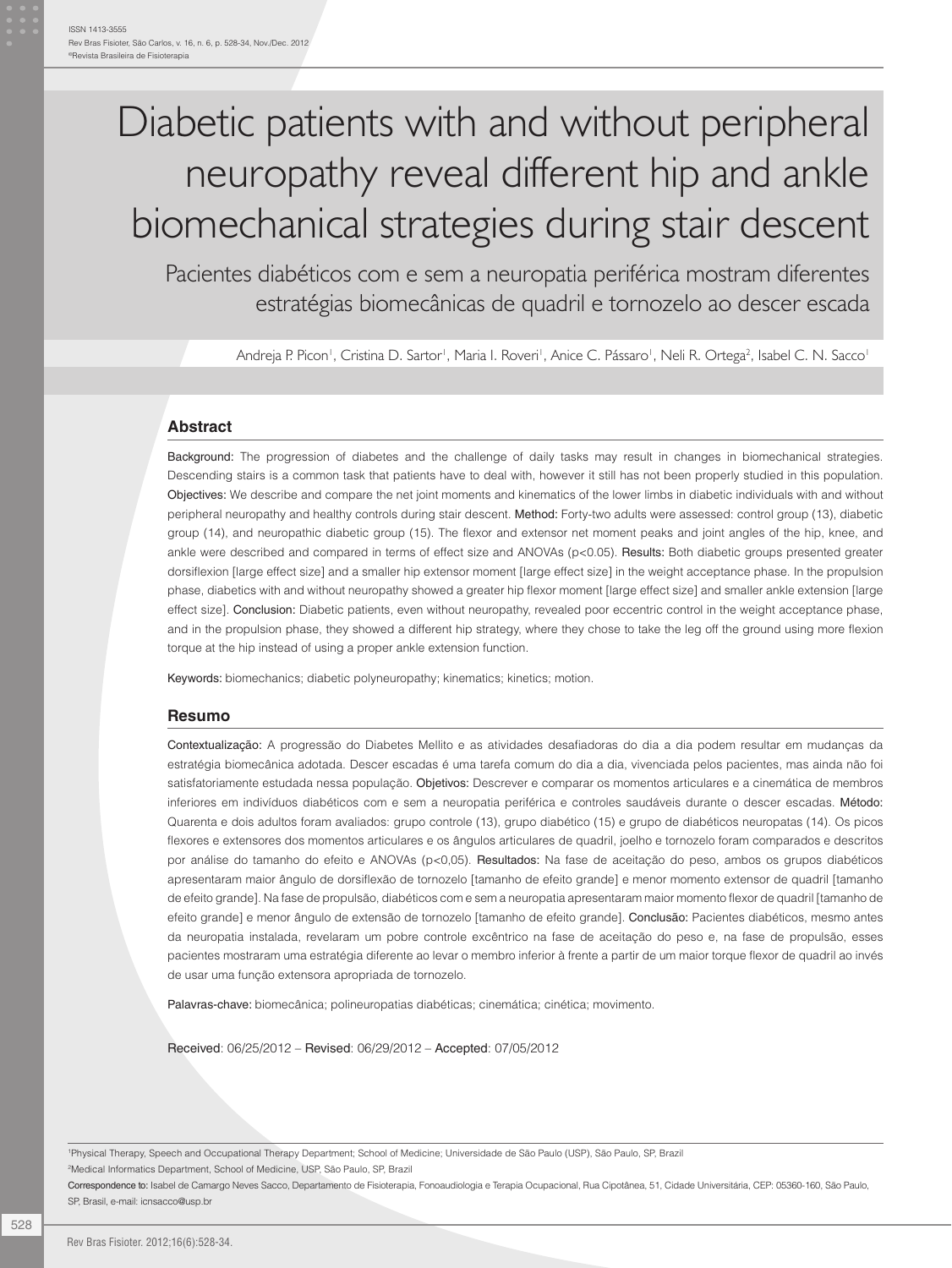ISSN 1413-3555
Rev Bras Fisioter, São Carlos, v. 16, n. 6, p. 528-34, Nov./Dec. 2012
©Revista Brasileira de Fisioterapia

# Diabetic patients with and without peripheral neuropathy reveal different hip and ankle biomechanical strategies during stair descent

## Pacientes diabéticos com e sem a neuropatia periférica mostram diferentes estratégias biomecânicas de quadril e tornozelo ao descer escada

Andreja P. Picon[1], Cristina D. Sartor[1], Maria I. Roveri[1], Anice C. Pássaro[1], Neli R. Ortega[2], Isabel C. N. Sacco[1]

## Abstract

**Background:** The progression of diabetes and the challenge of daily tasks may result in changes in biomechanical strategies. Descending stairs is a common task that patients have to deal with, however it still has not been properly studied in this population. **Objectives:** We describe and compare the net joint moments and kinematics of the lower limbs in diabetic individuals with and without peripheral neuropathy and healthy controls during stair descent. **Method:** Forty-two adults were assessed: control group (13), diabetic group (14), and neuropathic diabetic group (15). The flexor and extensor net moment peaks and joint angles of the hip, knee, and ankle were described and compared in terms of effect size and ANOVAs ($p<0.05$). **Results:** Both diabetic groups presented greater dorsiflexion [large effect size] and a smaller hip extensor moment [large effect size] in the weight acceptance phase. In the propulsion phase, diabetics with and without neuropathy showed a greater hip flexor moment [large effect size] and smaller ankle extension [large effect size]. **Conclusion:** Diabetic patients, even without neuropathy, revealed poor eccentric control in the weight acceptance phase, and in the propulsion phase, they showed a different hip strategy, where they chose to take the leg off the ground using more flexion torque at the hip instead of using a proper ankle extension function.

**Keywords:** biomechanics; diabetic polyneuropathy; kinematics; kinetics; motion.

## Resumo

**Contextualização:** A progressão do Diabetes Mellito e as atividades desafiadoras do dia a dia podem resultar em mudanças da estratégia biomecânica adotada. Descer escadas é uma tarefa comum do dia a dia, vivenciada pelos pacientes, mas ainda não foi satisfatoriamente estudada nessa população. **Objetivos:** Descrever e comparar os momentos articulares e a cinemática de membros inferiores em indivíduos diabéticos com e sem a neuropatia periférica e controles saudáveis durante o descer escadas. **Método:** Quarenta e dois adultos foram avaliados: grupo controle (13), grupo diabético (15) e grupo de diabéticos neuropatas (14). Os picos flexores e extensores dos momentos articulares e os ângulos articulares de quadril, joelho e tornozelo foram comparados e descritos por análise do tamanho do efeito e ANOVAs ($p<0{,}05$). **Resultados:** Na fase de aceitação do peso, ambos os grupos diabéticos apresentaram maior ângulo de dorsiflexão de tornozelo [tamanho de efeito grande] e menor momento extensor de quadril [tamanho de efeito grande]. Na fase de propulsão, diabéticos com e sem a neuropatia apresentaram maior momento flexor de quadril [tamanho de efeito grande] e menor ângulo de extensão de tornozelo [tamanho de efeito grande]. **Conclusão:** Pacientes diabéticos, mesmo antes da neuropatia instalada, revelaram um pobre controle excêntrico na fase de aceitação do peso e, na fase de propulsão, esses pacientes mostraram uma estratégia diferente ao levar o membro inferior à frente a partir de um maior torque flexor de quadril ao invés de usar uma função extensora apropriada de tornozelo.

**Palavras-chave:** biomecânica; polineuropatias diabéticas; cinemática; cinética; movimento.

**Received**: 06/25/2012 – **Revised**: 06/29/2012 – **Accepted**: 07/05/2012

[1] Physical Therapy, Speech and Occupational Therapy Department; School of Medicine; Universidade de São Paulo (USP), São Paulo, SP, Brazil

[2] Medical Informatics Department, School of Medicine, USP, São Paulo, SP, Brazil

**Correspondence to:** Isabel de Camargo Neves Sacco, Departamento de Fisioterapia, Fonoaudiologia e Terapia Ocupacional, Rua Cipotânea, 51, Cidade Universitária, CEP: 05360-160, São Paulo, SP, Brasil, e-mail: icnsacco@usp.br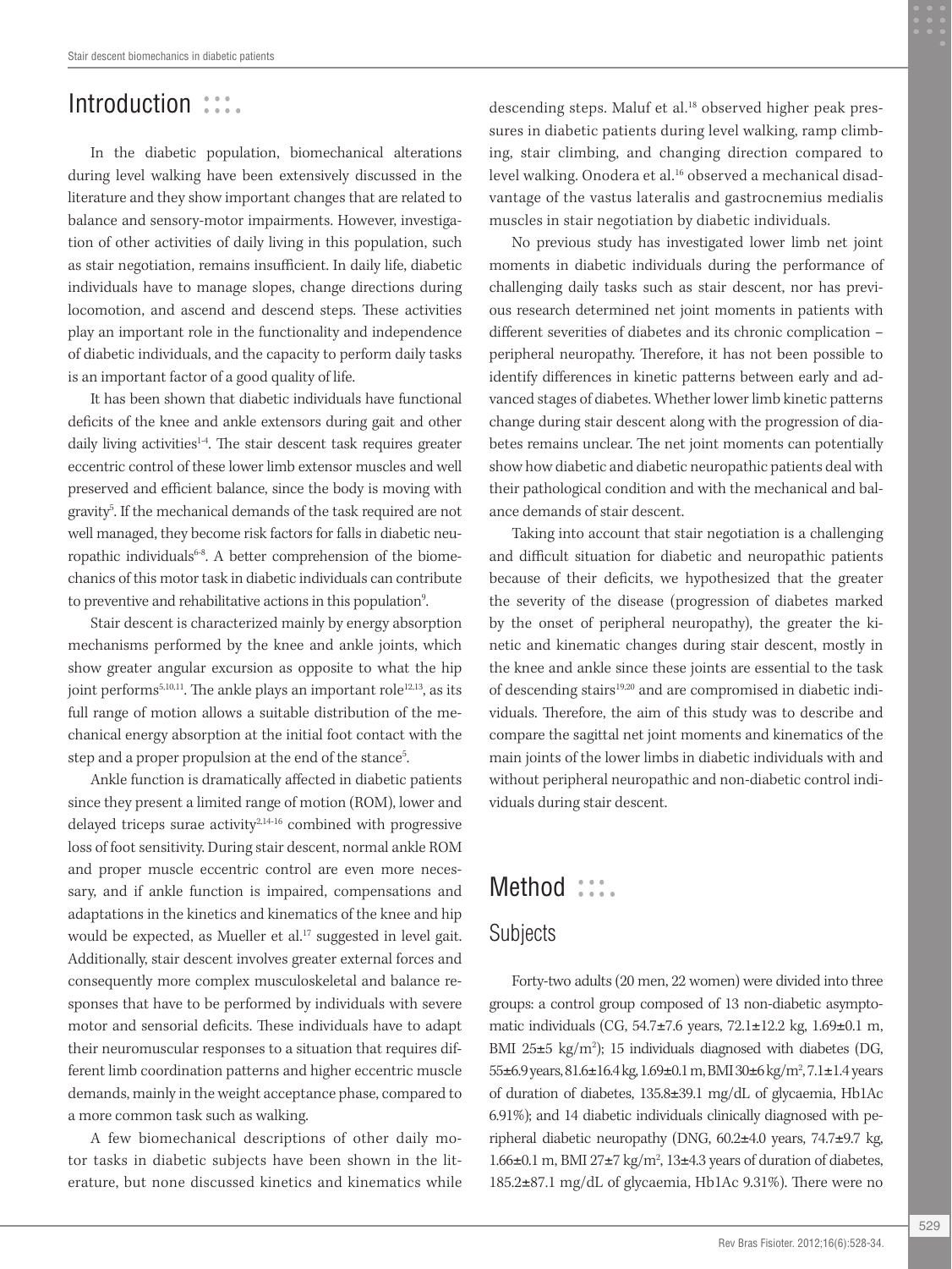# Introduction

In the diabetic population, biomechanical alterations during level walking have been extensively discussed in the literature and they show important changes that are related to balance and sensory-motor impairments. However, investigation of other activities of daily living in this population, such as stair negotiation, remains insufficient. In daily life, diabetic individuals have to manage slopes, change directions during locomotion, and ascend and descend steps. These activities play an important role in the functionality and independence of diabetic individuals, and the capacity to perform daily tasks is an important factor of a good quality of life.

It has been shown that diabetic individuals have functional deficits of the knee and ankle extensors during gait and other daily living activities[1-4]. The stair descent task requires greater eccentric control of these lower limb extensor muscles and well preserved and efficient balance, since the body is moving with gravity[5]. If the mechanical demands of the task required are not well managed, they become risk factors for falls in diabetic neuropathic individuals[6-8]. A better comprehension of the biomechanics of this motor task in diabetic individuals can contribute to preventive and rehabilitative actions in this population[9].

Stair descent is characterized mainly by energy absorption mechanisms performed by the knee and ankle joints, which show greater angular excursion as opposite to what the hip joint performs[5,10,11]. The ankle plays an important role[12,13], as its full range of motion allows a suitable distribution of the mechanical energy absorption at the initial foot contact with the step and a proper propulsion at the end of the stance[5].

Ankle function is dramatically affected in diabetic patients since they present a limited range of motion (ROM), lower and delayed triceps surae activity[2,14-16] combined with progressive loss of foot sensitivity. During stair descent, normal ankle ROM and proper muscle eccentric control are even more necessary, and if ankle function is impaired, compensations and adaptations in the kinetics and kinematics of the knee and hip would be expected, as Mueller et al.[17] suggested in level gait. Additionally, stair descent involves greater external forces and consequently more complex musculoskeletal and balance responses that have to be performed by individuals with severe motor and sensorial deficits. These individuals have to adapt their neuromuscular responses to a situation that requires different limb coordination patterns and higher eccentric muscle demands, mainly in the weight acceptance phase, compared to a more common task such as walking.

A few biomechanical descriptions of other daily motor tasks in diabetic subjects have been shown in the literature, but none discussed kinetics and kinematics while descending steps. Maluf et al.[18] observed higher peak pressures in diabetic patients during level walking, ramp climbing, stair climbing, and changing direction compared to level walking. Onodera et al.[16] observed a mechanical disadvantage of the vastus lateralis and gastrocnemius medialis muscles in stair negotiation by diabetic individuals.

No previous study has investigated lower limb net joint moments in diabetic individuals during the performance of challenging daily tasks such as stair descent, nor has previous research determined net joint moments in patients with different severities of diabetes and its chronic complication – peripheral neuropathy. Therefore, it has not been possible to identify differences in kinetic patterns between early and advanced stages of diabetes. Whether lower limb kinetic patterns change during stair descent along with the progression of diabetes remains unclear. The net joint moments can potentially show how diabetic and diabetic neuropathic patients deal with their pathological condition and with the mechanical and balance demands of stair descent.

Taking into account that stair negotiation is a challenging and difficult situation for diabetic and neuropathic patients because of their deficits, we hypothesized that the greater the severity of the disease (progression of diabetes marked by the onset of peripheral neuropathy), the greater the kinetic and kinematic changes during stair descent, mostly in the knee and ankle since these joints are essential to the task of descending stairs[19,20] and are compromised in diabetic individuals. Therefore, the aim of this study was to describe and compare the sagittal net joint moments and kinematics of the main joints of the lower limbs in diabetic individuals with and without peripheral neuropathic and non-diabetic control individuals during stair descent.

# Method

## Subjects

Forty-two adults (20 men, 22 women) were divided into three groups: a control group composed of 13 non-diabetic asymptomatic individuals (CG, 54.7±7.6 years, 72.1±12.2 kg, 1.69±0.1 m, BMI 25±5 kg/m$^2$); 15 individuals diagnosed with diabetes (DG, 55±6.9 years, 81.6±16.4 kg, 1.69±0.1 m, BMI 30±6 kg/m$^2$, 7.1±1.4 years of duration of diabetes, 135.8±39.1 mg/dL of glycaemia, Hb1Ac 6.91%); and 14 diabetic individuals clinically diagnosed with peripheral diabetic neuropathy (DNG, 60.2±4.0 years, 74.7±9.7 kg, 1.66±0.1 m, BMI 27±7 kg/m$^2$, 13±4.3 years of duration of diabetes, 185.2±87.1 mg/dL of glycaemia, Hb1Ac 9.31%). There were no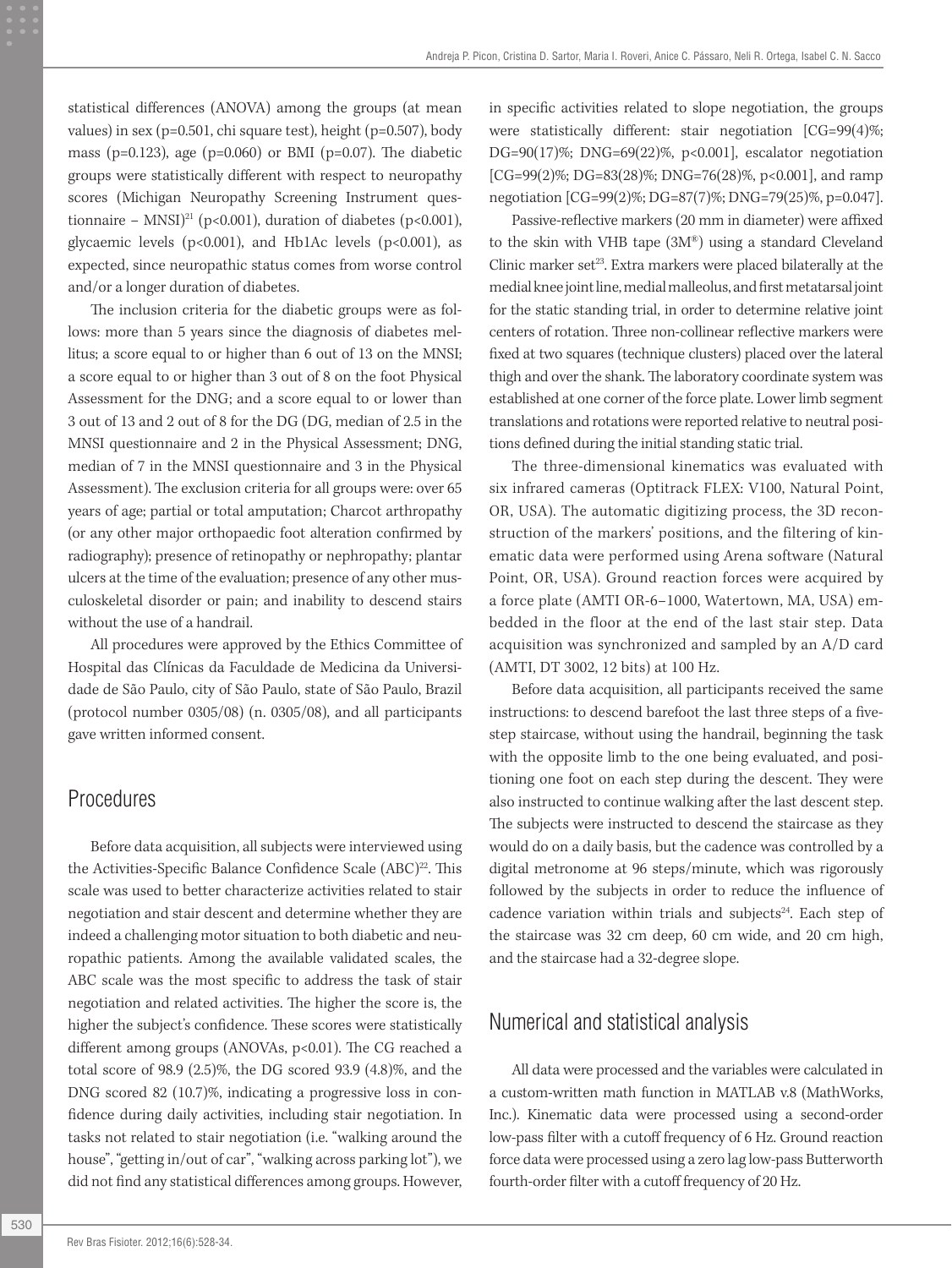statistical differences (ANOVA) among the groups (at mean values) in sex (p=0.501, chi square test), height (p=0.507), body mass (p=0.123), age (p=0.060) or BMI (p=0.07). The diabetic groups were statistically different with respect to neuropathy scores (Michigan Neuropathy Screening Instrument questionnaire – MNSI)[21] (p<0.001), duration of diabetes (p<0.001), glycaemic levels (p<0.001), and Hb1Ac levels (p<0.001), as expected, since neuropathic status comes from worse control and/or a longer duration of diabetes.

The inclusion criteria for the diabetic groups were as follows: more than 5 years since the diagnosis of diabetes mellitus; a score equal to or higher than 6 out of 13 on the MNSI; a score equal to or higher than 3 out of 8 on the foot Physical Assessment for the DNG; and a score equal to or lower than 3 out of 13 and 2 out of 8 for the DG (DG, median of 2.5 in the MNSI questionnaire and 2 in the Physical Assessment; DNG, median of 7 in the MNSI questionnaire and 3 in the Physical Assessment). The exclusion criteria for all groups were: over 65 years of age; partial or total amputation; Charcot arthropathy (or any other major orthopaedic foot alteration confirmed by radiography); presence of retinopathy or nephropathy; plantar ulcers at the time of the evaluation; presence of any other musculoskeletal disorder or pain; and inability to descend stairs without the use of a handrail.

All procedures were approved by the Ethics Committee of Hospital das Clínicas da Faculdade de Medicina da Universidade de São Paulo, city of São Paulo, state of São Paulo, Brazil (protocol number 0305/08) (n. 0305/08), and all participants gave written informed consent.

## Procedures

Before data acquisition, all subjects were interviewed using the Activities-Specific Balance Confidence Scale (ABC)[22]. This scale was used to better characterize activities related to stair negotiation and stair descent and determine whether they are indeed a challenging motor situation to both diabetic and neuropathic patients. Among the available validated scales, the ABC scale was the most specific to address the task of stair negotiation and related activities. The higher the score is, the higher the subject's confidence. These scores were statistically different among groups (ANOVAs, p<0.01). The CG reached a total score of 98.9 (2.5)%, the DG scored 93.9 (4.8)%, and the DNG scored 82 (10.7)%, indicating a progressive loss in confidence during daily activities, including stair negotiation. In tasks not related to stair negotiation (i.e. "walking around the house", "getting in/out of car", "walking across parking lot"), we did not find any statistical differences among groups. However, in specific activities related to slope negotiation, the groups were statistically different: stair negotiation [CG=99(4)%; DG=90(17)%; DNG=69(22)%, p<0.001], escalator negotiation [CG=99(2)%; DG=83(28)%; DNG=76(28)%, p<0.001], and ramp negotiation [CG=99(2)%; DG=87(7)%; DNG=79(25)%, p=0.047].

Passive-reflective markers (20 mm in diameter) were affixed to the skin with VHB tape (3M®) using a standard Cleveland Clinic marker set[23]. Extra markers were placed bilaterally at the medial knee joint line, medial malleolus, and first metatarsal joint for the static standing trial, in order to determine relative joint centers of rotation. Three non-collinear reflective markers were fixed at two squares (technique clusters) placed over the lateral thigh and over the shank. The laboratory coordinate system was established at one corner of the force plate. Lower limb segment translations and rotations were reported relative to neutral positions defined during the initial standing static trial.

The three-dimensional kinematics was evaluated with six infrared cameras (Optitrack FLEX: V100, Natural Point, OR, USA). The automatic digitizing process, the 3D reconstruction of the markers' positions, and the filtering of kinematic data were performed using Arena software (Natural Point, OR, USA). Ground reaction forces were acquired by a force plate (AMTI OR-6–1000, Watertown, MA, USA) embedded in the floor at the end of the last stair step. Data acquisition was synchronized and sampled by an A/D card (AMTI, DT 3002, 12 bits) at 100 Hz.

Before data acquisition, all participants received the same instructions: to descend barefoot the last three steps of a five-step staircase, without using the handrail, beginning the task with the opposite limb to the one being evaluated, and positioning one foot on each step during the descent. They were also instructed to continue walking after the last descent step. The subjects were instructed to descend the staircase as they would do on a daily basis, but the cadence was controlled by a digital metronome at 96 steps/minute, which was rigorously followed by the subjects in order to reduce the influence of cadence variation within trials and subjects[24]. Each step of the staircase was 32 cm deep, 60 cm wide, and 20 cm high, and the staircase had a 32-degree slope.

## Numerical and statistical analysis

All data were processed and the variables were calculated in a custom-written math function in MATLAB v.8 (MathWorks, Inc.). Kinematic data were processed using a second-order low-pass filter with a cutoff frequency of 6 Hz. Ground reaction force data were processed using a zero lag low-pass Butterworth fourth-order filter with a cutoff frequency of 20 Hz.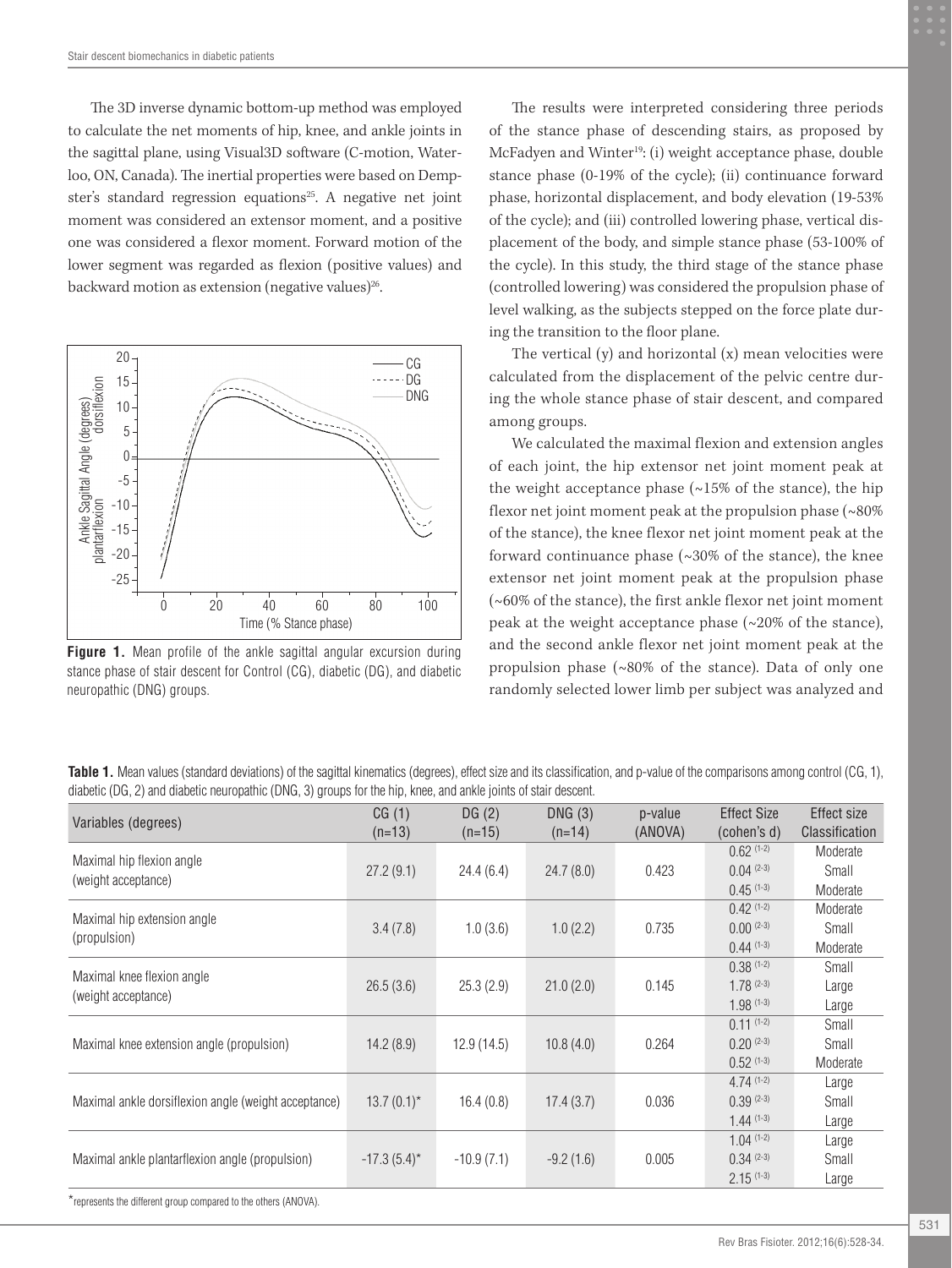The 3D inverse dynamic bottom-up method was employed to calculate the net moments of hip, knee, and ankle joints in the sagittal plane, using Visual3D software (C-motion, Waterloo, ON, Canada). The inertial properties were based on Dempster's standard regression equations[25]. A negative net joint moment was considered an extensor moment, and a positive one was considered a flexor moment. Forward motion of the lower segment was regarded as flexion (positive values) and backward motion as extension (negative values)[26].

**Figure 1.** Mean profile of the ankle sagittal angular excursion during stance phase of stair descent for Control (CG), diabetic (DG), and diabetic neuropathic (DNG) groups.

The results were interpreted considering three periods of the stance phase of descending stairs, as proposed by McFadyen and Winter[19]: (i) weight acceptance phase, double stance phase (0-19% of the cycle); (ii) continuance forward phase, horizontal displacement, and body elevation (19-53% of the cycle); and (iii) controlled lowering phase, vertical displacement of the body, and simple stance phase (53-100% of the cycle). In this study, the third stage of the stance phase (controlled lowering) was considered the propulsion phase of level walking, as the subjects stepped on the force plate during the transition to the floor plane.

The vertical (y) and horizontal (x) mean velocities were calculated from the displacement of the pelvic centre during the whole stance phase of stair descent, and compared among groups.

We calculated the maximal flexion and extension angles of each joint, the hip extensor net joint moment peak at the weight acceptance phase (~15% of the stance), the hip flexor net joint moment peak at the propulsion phase (~80% of the stance), the knee flexor net joint moment peak at the forward continuance phase (~30% of the stance), the knee extensor net joint moment peak at the propulsion phase (~60% of the stance), the first ankle flexor net joint moment peak at the weight acceptance phase (~20% of the stance), and the second ankle flexor net joint moment peak at the propulsion phase (~80% of the stance). Data of only one randomly selected lower limb per subject was analyzed and

**Table 1.** Mean values (standard deviations) of the sagittal kinematics (degrees), effect size and its classification, and p-value of the comparisons among control (CG, 1), diabetic (DG, 2) and diabetic neuropathic (DNG, 3) groups for the hip, knee, and ankle joints of stair descent.

| Variables (degrees) | CG (1) (n=13) | DG (2) (n=15) | DNG (3) (n=14) | p-value (ANOVA) | Effect Size (cohen's d) | Effect size Classification |
|---|---|---|---|---|---|---|
| Maximal hip flexion angle (weight acceptance) | 27.2 (9.1) | 24.4 (6.4) | 24.7 (8.0) | 0.423 | 0.62 (1-2) | Moderate |
| | | | | | 0.04 (2-3) | Small |
| | | | | | 0.45 (1-3) | Moderate |
| Maximal hip extension angle (propulsion) | 3.4 (7.8) | 1.0 (3.6) | 1.0 (2.2) | 0.735 | 0.42 (1-2) | Moderate |
| | | | | | 0.00 (2-3) | Small |
| | | | | | 0.44 (1-3) | Moderate |
| Maximal knee flexion angle (weight acceptance) | 26.5 (3.6) | 25.3 (2.9) | 21.0 (2.0) | 0.145 | 0.38 (1-2) | Small |
| | | | | | 1.78 (2-3) | Large |
| | | | | | 1.98 (1-3) | Large |
| Maximal knee extension angle (propulsion) | 14.2 (8.9) | 12.9 (14.5) | 10.8 (4.0) | 0.264 | 0.11 (1-2) | Small |
| | | | | | 0.20 (2-3) | Small |
| | | | | | 0.52 (1-3) | Moderate |
| Maximal ankle dorsiflexion angle (weight acceptance) | 13.7 (0.1)* | 16.4 (0.8) | 17.4 (3.7) | 0.036 | 4.74 (1-2) | Large |
| | | | | | 0.39 (2-3) | Small |
| | | | | | 1.44 (1-3) | Large |
| Maximal ankle plantarflexion angle (propulsion) | -17.3 (5.4)* | -10.9 (7.1) | -9.2 (1.6) | 0.005 | 1.04 (1-2) | Large |
| | | | | | 0.34 (2-3) | Small |
| | | | | | 2.15 (1-3) | Large |

*represents the different group compared to the others (ANOVA).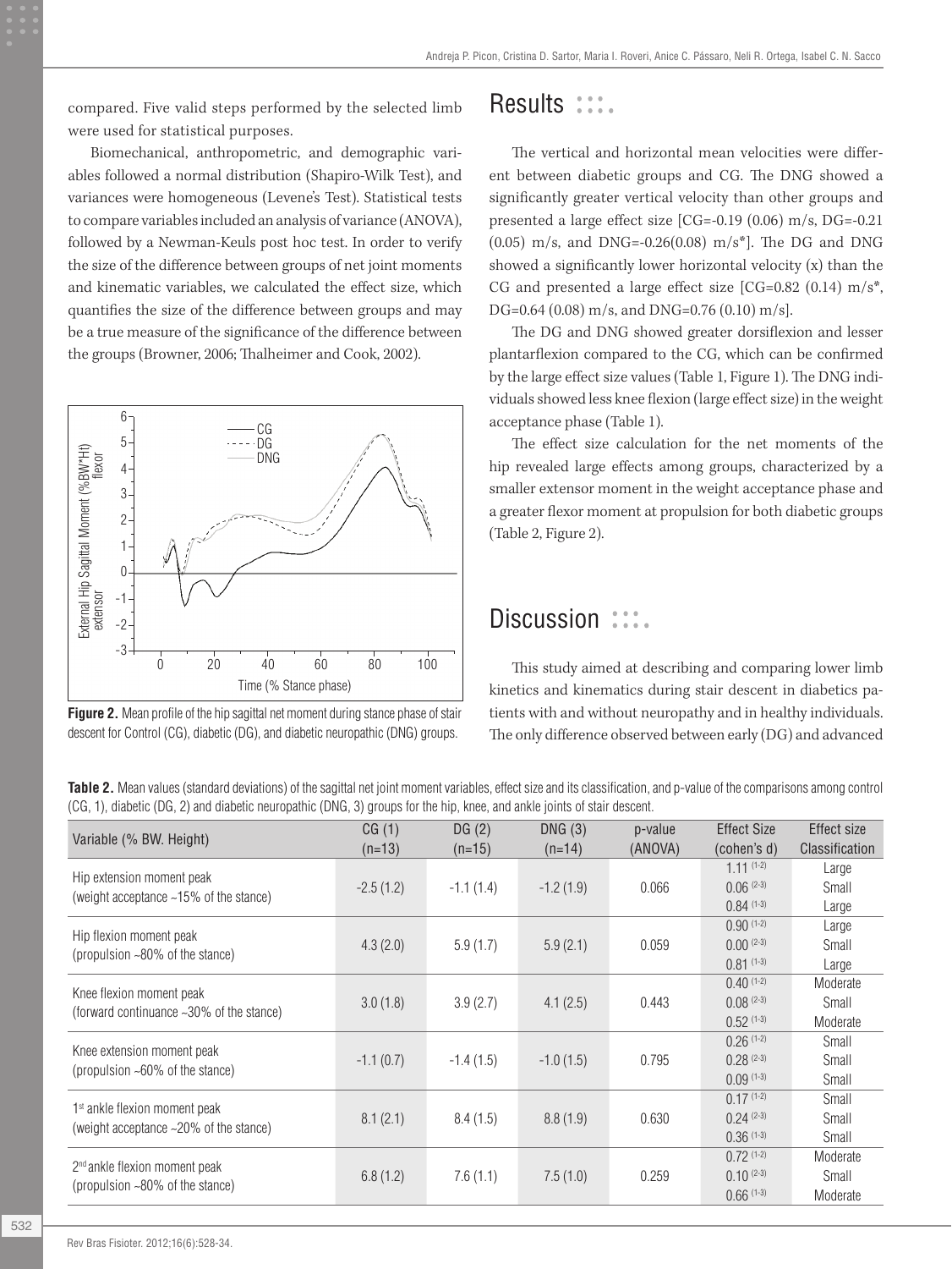compared. Five valid steps performed by the selected limb were used for statistical purposes.

Biomechanical, anthropometric, and demographic variables followed a normal distribution (Shapiro-Wilk Test), and variances were homogeneous (Levene's Test). Statistical tests to compare variables included an analysis of variance (ANOVA), followed by a Newman-Keuls post hoc test. In order to verify the size of the difference between groups of net joint moments and kinematic variables, we calculated the effect size, which quantifies the size of the difference between groups and may be a true measure of the significance of the difference between the groups (Browner, 2006; Thalheimer and Cook, 2002).

**Figure 2.** Mean profile of the hip sagittal net moment during stance phase of stair descent for Control (CG), diabetic (DG), and diabetic neuropathic (DNG) groups.

## Results

The vertical and horizontal mean velocities were different between diabetic groups and CG. The DNG showed a significantly greater vertical velocity than other groups and presented a large effect size [CG=-0.19 (0.06) m/s, DG=-0.21 (0.05) m/s, and DNG=-0.26(0.08) m/s*]. The DG and DNG showed a significantly lower horizontal velocity (x) than the CG and presented a large effect size [CG=0.82 (0.14) m/s*, DG=0.64 (0.08) m/s, and DNG=0.76 (0.10) m/s].

The DG and DNG showed greater dorsiflexion and lesser plantarflexion compared to the CG, which can be confirmed by the large effect size values (Table 1, Figure 1). The DNG individuals showed less knee flexion (large effect size) in the weight acceptance phase (Table 1).

The effect size calculation for the net moments of the hip revealed large effects among groups, characterized by a smaller extensor moment in the weight acceptance phase and a greater flexor moment at propulsion for both diabetic groups (Table 2, Figure 2).

## Discussion

This study aimed at describing and comparing lower limb kinetics and kinematics during stair descent in diabetics patients with and without neuropathy and in healthy individuals. The only difference observed between early (DG) and advanced

**Table 2.** Mean values (standard deviations) of the sagittal net joint moment variables, effect size and its classification, and p-value of the comparisons among control (CG, 1), diabetic (DG, 2) and diabetic neuropathic (DNG, 3) groups for the hip, knee, and ankle joints of stair descent.

| Variable (% BW. Height) | CG (1) (n=13) | DG (2) (n=15) | DNG (3) (n=14) | p-value (ANOVA) | Effect Size (cohen's d) | Effect size Classification |
|---|---|---|---|---|---|---|
| Hip extension moment peak (weight acceptance ~15% of the stance) | -2.5 (1.2) | -1.1 (1.4) | -1.2 (1.9) | 0.066 | 1.11 (1-2) | Large |
| | | | | | 0.06 (2-3) | Small |
| | | | | | 0.84 (1-3) | Large |
| Hip flexion moment peak (propulsion ~80% of the stance) | 4.3 (2.0) | 5.9 (1.7) | 5.9 (2.1) | 0.059 | 0.90 (1-2) | Large |
| | | | | | 0.00 (2-3) | Small |
| | | | | | 0.81 (1-3) | Large |
| Knee flexion moment peak (forward continuance ~30% of the stance) | 3.0 (1.8) | 3.9 (2.7) | 4.1 (2.5) | 0.443 | 0.40 (1-2) | Moderate |
| | | | | | 0.08 (2-3) | Small |
| | | | | | 0.52 (1-3) | Moderate |
| Knee extension moment peak (propulsion ~60% of the stance) | -1.1 (0.7) | -1.4 (1.5) | -1.0 (1.5) | 0.795 | 0.26 (1-2) | Small |
| | | | | | 0.28 (2-3) | Small |
| | | | | | 0.09 (1-3) | Small |
| 1st ankle flexion moment peak (weight acceptance ~20% of the stance) | 8.1 (2.1) | 8.4 (1.5) | 8.8 (1.9) | 0.630 | 0.17 (1-2) | Small |
| | | | | | 0.24 (2-3) | Small |
| | | | | | 0.36 (1-3) | Small |
| 2nd ankle flexion moment peak (propulsion ~80% of the stance) | 6.8 (1.2) | 7.6 (1.1) | 7.5 (1.0) | 0.259 | 0.72 (1-2) | Moderate |
| | | | | | 0.10 (2-3) | Small |
| | | | | | 0.66 (1-3) | Moderate |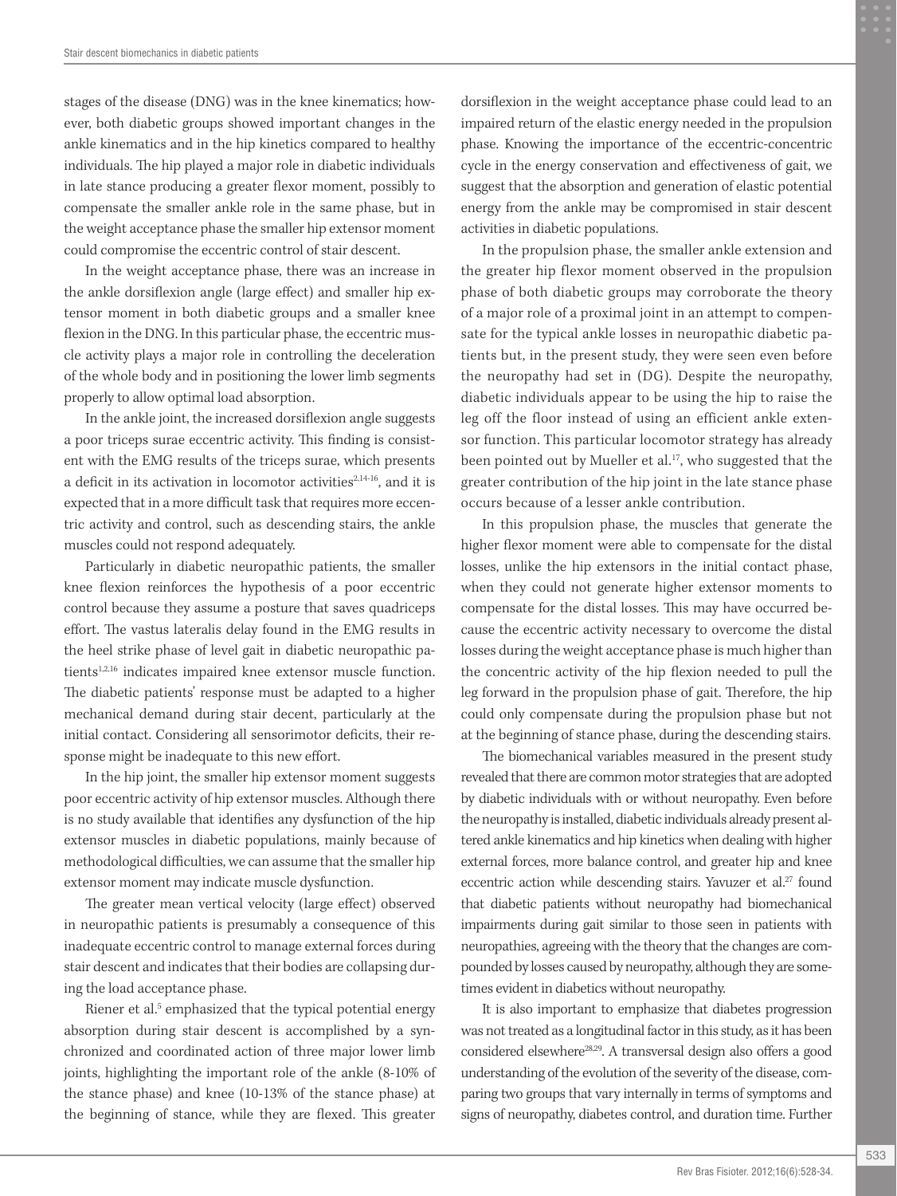stages of the disease (DNG) was in the knee kinematics; however, both diabetic groups showed important changes in the ankle kinematics and in the hip kinetics compared to healthy individuals. The hip played a major role in diabetic individuals in late stance producing a greater flexor moment, possibly to compensate the smaller ankle role in the same phase, but in the weight acceptance phase the smaller hip extensor moment could compromise the eccentric control of stair descent.

In the weight acceptance phase, there was an increase in the ankle dorsiflexion angle (large effect) and smaller hip extensor moment in both diabetic groups and a smaller knee flexion in the DNG. In this particular phase, the eccentric muscle activity plays a major role in controlling the deceleration of the whole body and in positioning the lower limb segments properly to allow optimal load absorption.

In the ankle joint, the increased dorsiflexion angle suggests a poor triceps surae eccentric activity. This finding is consistent with the EMG results of the triceps surae, which presents a deficit in its activation in locomotor activities[2,14-16], and it is expected that in a more difficult task that requires more eccentric activity and control, such as descending stairs, the ankle muscles could not respond adequately.

Particularly in diabetic neuropathic patients, the smaller knee flexion reinforces the hypothesis of a poor eccentric control because they assume a posture that saves quadriceps effort. The vastus lateralis delay found in the EMG results in the heel strike phase of level gait in diabetic neuropathic patients[1,2,16] indicates impaired knee extensor muscle function. The diabetic patients' response must be adapted to a higher mechanical demand during stair decent, particularly at the initial contact. Considering all sensorimotor deficits, their response might be inadequate to this new effort.

In the hip joint, the smaller hip extensor moment suggests poor eccentric activity of hip extensor muscles. Although there is no study available that identifies any dysfunction of the hip extensor muscles in diabetic populations, mainly because of methodological difficulties, we can assume that the smaller hip extensor moment may indicate muscle dysfunction.

The greater mean vertical velocity (large effect) observed in neuropathic patients is presumably a consequence of this inadequate eccentric control to manage external forces during stair descent and indicates that their bodies are collapsing during the load acceptance phase.

Riener et al.[5] emphasized that the typical potential energy absorption during stair descent is accomplished by a synchronized and coordinated action of three major lower limb joints, highlighting the important role of the ankle (8-10% of the stance phase) and knee (10-13% of the stance phase) at the beginning of stance, while they are flexed. This greater dorsiflexion in the weight acceptance phase could lead to an impaired return of the elastic energy needed in the propulsion phase. Knowing the importance of the eccentric-concentric cycle in the energy conservation and effectiveness of gait, we suggest that the absorption and generation of elastic potential energy from the ankle may be compromised in stair descent activities in diabetic populations.

In the propulsion phase, the smaller ankle extension and the greater hip flexor moment observed in the propulsion phase of both diabetic groups may corroborate the theory of a major role of a proximal joint in an attempt to compensate for the typical ankle losses in neuropathic diabetic patients but, in the present study, they were seen even before the neuropathy had set in (DG). Despite the neuropathy, diabetic individuals appear to be using the hip to raise the leg off the floor instead of using an efficient ankle extensor function. This particular locomotor strategy has already been pointed out by Mueller et al.[17], who suggested that the greater contribution of the hip joint in the late stance phase occurs because of a lesser ankle contribution.

In this propulsion phase, the muscles that generate the higher flexor moment were able to compensate for the distal losses, unlike the hip extensors in the initial contact phase, when they could not generate higher extensor moments to compensate for the distal losses. This may have occurred because the eccentric activity necessary to overcome the distal losses during the weight acceptance phase is much higher than the concentric activity of the hip flexion needed to pull the leg forward in the propulsion phase of gait. Therefore, the hip could only compensate during the propulsion phase but not at the beginning of stance phase, during the descending stairs.

The biomechanical variables measured in the present study revealed that there are common motor strategies that are adopted by diabetic individuals with or without neuropathy. Even before the neuropathy is installed, diabetic individuals already present altered ankle kinematics and hip kinetics when dealing with higher external forces, more balance control, and greater hip and knee eccentric action while descending stairs. Yavuzer et al.[27] found that diabetic patients without neuropathy had biomechanical impairments during gait similar to those seen in patients with neuropathies, agreeing with the theory that the changes are compounded by losses caused by neuropathy, although they are sometimes evident in diabetics without neuropathy.

It is also important to emphasize that diabetes progression was not treated as a longitudinal factor in this study, as it has been considered elsewhere[28,29]. A transversal design also offers a good understanding of the evolution of the severity of the disease, comparing two groups that vary internally in terms of symptoms and signs of neuropathy, diabetes control, and duration time. Further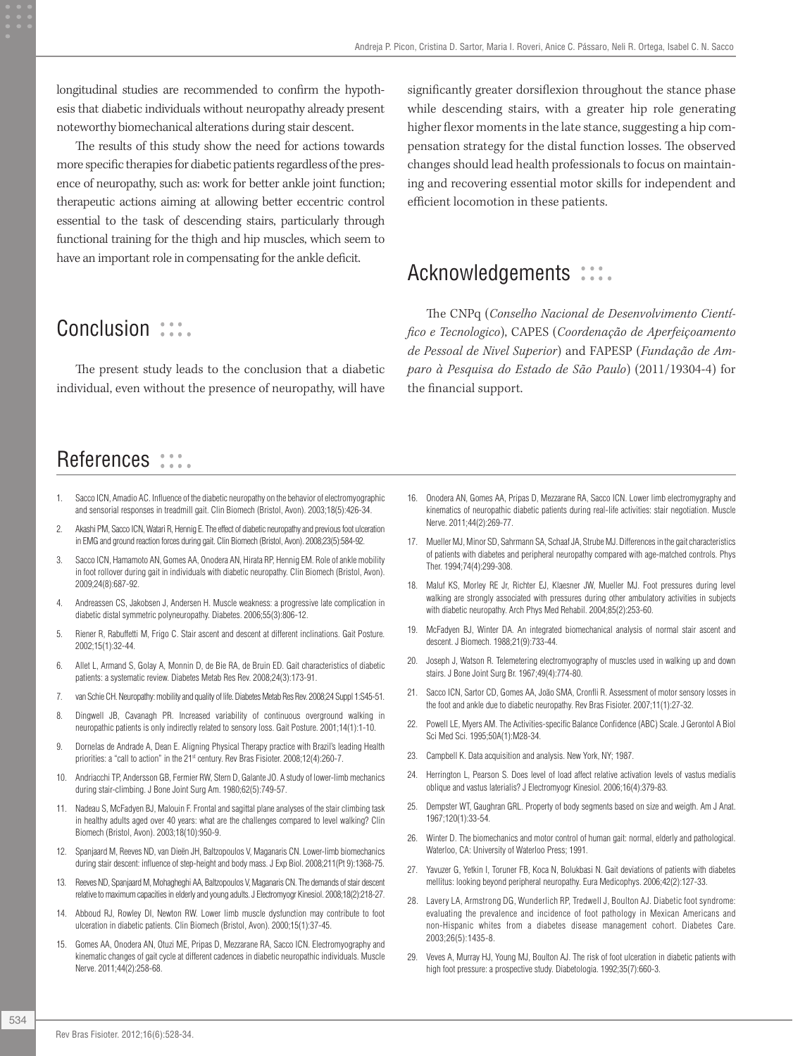longitudinal studies are recommended to confirm the hypothesis that diabetic individuals without neuropathy already present noteworthy biomechanical alterations during stair descent.

The results of this study show the need for actions towards more specific therapies for diabetic patients regardless of the presence of neuropathy, such as: work for better ankle joint function; therapeutic actions aiming at allowing better eccentric control essential to the task of descending stairs, particularly through functional training for the thigh and hip muscles, which seem to have an important role in compensating for the ankle deficit.

## Conclusion

The present study leads to the conclusion that a diabetic individual, even without the presence of neuropathy, will have significantly greater dorsiflexion throughout the stance phase while descending stairs, with a greater hip role generating higher flexor moments in the late stance, suggesting a hip compensation strategy for the distal function losses. The observed changes should lead health professionals to focus on maintaining and recovering essential motor skills for independent and efficient locomotion in these patients.

## Acknowledgements

The CNPq (*Conselho Nacional de Desenvolvimento Científico e Tecnologico*), CAPES (*Coordenação de Aperfeiçoamento de Pessoal de Nivel Superior*) and FAPESP (*Fundação de Amparo à Pesquisa do Estado de São Paulo*) (2011/19304-4) for the financial support.

## References

1. Sacco ICN, Amadio AC. Influence of the diabetic neuropathy on the behavior of electromyographic and sensorial responses in treadmill gait. Clin Biomech (Bristol, Avon). 2003;18(5):426-34.
2. Akashi PM, Sacco ICN, Watari R, Hennig E. The effect of diabetic neuropathy and previous foot ulceration in EMG and ground reaction forces during gait. Clin Biomech (Bristol, Avon). 2008;23(5):584-92.
3. Sacco ICN, Hamamoto AN, Gomes AA, Onodera AN, Hirata RP, Hennig EM. Role of ankle mobility in foot rollover during gait in individuals with diabetic neuropathy. Clin Biomech (Bristol, Avon). 2009;24(8):687-92.
4. Andreassen CS, Jakobsen J, Andersen H. Muscle weakness: a progressive late complication in diabetic distal symmetric polyneuropathy. Diabetes. 2006;55(3):806-12.
5. Riener R, Rabuffetti M, Frigo C. Stair ascent and descent at different inclinations. Gait Posture. 2002;15(1):32-44.
6. Allet L, Armand S, Golay A, Monnin D, de Bie RA, de Bruin ED. Gait characteristics of diabetic patients: a systematic review. Diabetes Metab Res Rev. 2008;24(3):173-91.
7. van Schie CH. Neuropathy: mobility and quality of life. Diabetes Metab Res Rev. 2008;24 Suppl 1:S45-51.
8. Dingwell JB, Cavanagh PR. Increased variability of continuous overground walking in neuropathic patients is only indirectly related to sensory loss. Gait Posture. 2001;14(1):1-10.
9. Dornelas de Andrade A, Dean E. Aligning Physical Therapy practice with Brazil's leading Health priorities: a "call to action" in the 21st century. Rev Bras Fisioter. 2008;12(4):260-7.
10. Andriacchi TP, Andersson GB, Fermier RW, Stern D, Galante JO. A study of lower-limb mechanics during stair-climbing. J Bone Joint Surg Am. 1980;62(5):749-57.
11. Nadeau S, McFadyen BJ, Malouin F. Frontal and sagittal plane analyses of the stair climbing task in healthy adults aged over 40 years: what are the challenges compared to level walking? Clin Biomech (Bristol, Avon). 2003;18(10):950-9.
12. Spanjaard M, Reeves ND, van Dieën JH, Baltzopoulos V, Maganaris CN. Lower-limb biomechanics during stair descent: influence of step-height and body mass. J Exp Biol. 2008;211(Pt 9):1368-75.
13. Reeves ND, Spanjaard M, Mohagheghi AA, Baltzopoulos V, Maganaris CN. The demands of stair descent relative to maximum capacities in elderly and young adults. J Electromyogr Kinesiol. 2008;18(2):218-27.
14. Abboud RJ, Rowley DI, Newton RW. Lower limb muscle dysfunction may contribute to foot ulceration in diabetic patients. Clin Biomech (Bristol, Avon). 2000;15(1):37-45.
15. Gomes AA, Onodera AN, Otuzi ME, Pripas D, Mezzarane RA, Sacco ICN. Electromyography and kinematic changes of gait cycle at different cadences in diabetic neuropathic individuals. Muscle Nerve. 2011;44(2):258-68.
16. Onodera AN, Gomes AA, Pripas D, Mezzarane RA, Sacco ICN. Lower limb electromygraphy and kinematics of neuropathic diabetic patients during real-life activities: stair negotiation. Muscle Nerve. 2011;44(2):269-77.
17. Mueller MJ, Minor SD, Sahrmann SA, Schaaf JA, Strube MJ. Differences in the gait characteristics of patients with diabetes and peripheral neuropathy compared with age-matched controls. Phys Ther. 1994;74(4):299-308.
18. Maluf KS, Morley RE Jr, Richter EJ, Klaesner JW, Mueller MJ. Foot pressures during level walking are strongly associated with pressures during other ambulatory activities in subjects with diabetic neuropathy. Arch Phys Med Rehabil. 2004;85(2):253-60.
19. McFadyen BJ, Winter DA. An integrated biomechanical analysis of normal stair ascent and descent. J Biomech. 1988;21(9):733-44.
20. Joseph J, Watson R. Telemetering electromyography of muscles used in walking up and down stairs. J Bone Joint Surg Br. 1967;49(4):774-80.
21. Sacco ICN, Sartor CD, Gomes AA, João SMA, Cronfli R. Assessment of motor sensory losses in the foot and ankle due to diabetic neuropathy. Rev Bras Fisioter. 2007;11(1):27-32.
22. Powell LE, Myers AM. The Activities-specific Balance Confidence (ABC) Scale. J Gerontol A Biol Sci Med Sci. 1995;50A(1):M28-34.
23. Campbell K. Data acquisition and analysis. New York, NY; 1987.
24. Herrington L, Pearson S. Does level of load affect relative activation levels of vastus medialis oblique and vastus laterialis? J Electromyogr Kinesiol. 2006;16(4):379-83.
25. Dempster WT, Gaughran GRL. Property of body segments based on size and weigth. Am J Anat. 1967;120(1):33-54.
26. Winter D. The biomechanics and motor control of human gait: normal, elderly and pathological. Waterloo, CA: University of Waterloo Press; 1991.
27. Yavuzer G, Yetkin I, Toruner FB, Koca N, Bolukbasi N. Gait deviations of patients with diabetes mellitus: looking beyond peripheral neuropathy. Eura Medicophys. 2006;42(2):127-33.
28. Lavery LA, Armstrong DG, Wunderlich RP, Tredwell J, Boulton AJ. Diabetic foot syndrome: evaluating the prevalence and incidence of foot pathology in Mexican Americans and non-Hispanic whites from a diabetes disease management cohort. Diabetes Care. 2003;26(5):1435-8.
29. Veves A, Murray HJ, Young MJ, Boulton AJ. The risk of foot ulceration in diabetic patients with high foot pressure: a prospective study. Diabetologia. 1992;35(7):660-3.